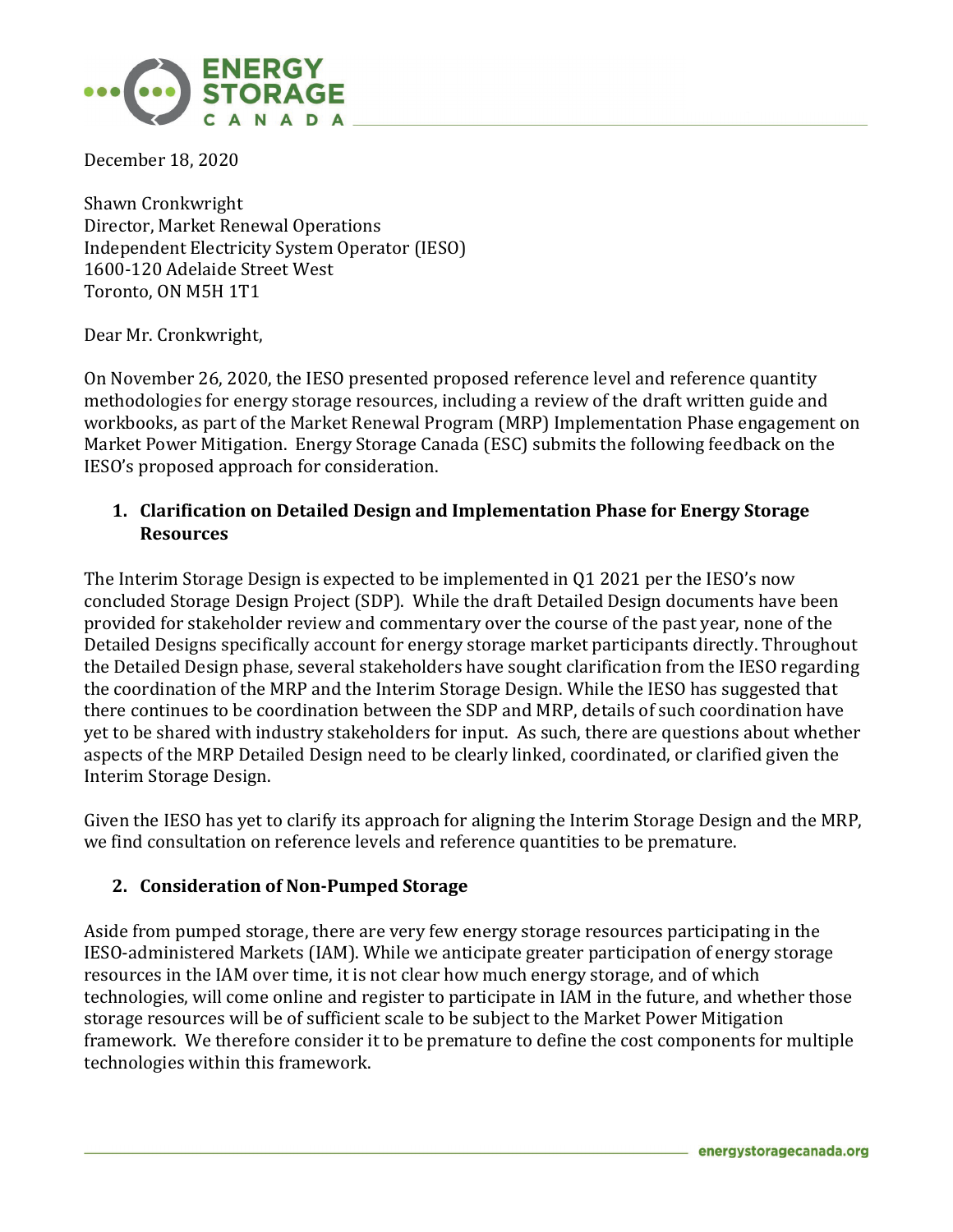December 18, 2020

Shawn Cronkwright
Director, Market Renewal Operations
Independent Electricity System Operator (IESO)
1600-120 Adelaide Street West
Toronto, ON M5H 1T1

Dear Mr. Cronkwright,

On November 26, 2020, the IESO presented proposed reference level and reference quantity methodologies for energy storage resources, including a review of the draft written guide and workbooks, as part of the Market Renewal Program (MRP) Implementation Phase engagement on Market Power Mitigation. Energy Storage Canada (ESC) submits the following feedback on the IESO's proposed approach for consideration.

1. **Clarification on Detailed Design and Implementation Phase for Energy Storage Resources**

The Interim Storage Design is expected to be implemented in Q1 2021 per the IESO's now concluded Storage Design Project (SDP). While the draft Detailed Design documents have been provided for stakeholder review and commentary over the course of the past year, none of the Detailed Designs specifically account for energy storage market participants directly. Throughout the Detailed Design phase, several stakeholders have sought clarification from the IESO regarding the coordination of the MRP and the Interim Storage Design. While the IESO has suggested that there continues to be coordination between the SDP and MRP, details of such coordination have yet to be shared with industry stakeholders for input. As such, there are questions about whether aspects of the MRP Detailed Design need to be clearly linked, coordinated, or clarified given the Interim Storage Design.

Given the IESO has yet to clarify its approach for aligning the Interim Storage Design and the MRP, we find consultation on reference levels and reference quantities to be premature.

2. **Consideration of Non-Pumped Storage**

Aside from pumped storage, there are very few energy storage resources participating in the IESO-administered Markets (IAM). While we anticipate greater participation of energy storage resources in the IAM over time, it is not clear how much energy storage, and of which technologies, will come online and register to participate in IAM in the future, and whether those storage resources will be of sufficient scale to be subject to the Market Power Mitigation framework. We therefore consider it to be premature to define the cost components for multiple technologies within this framework.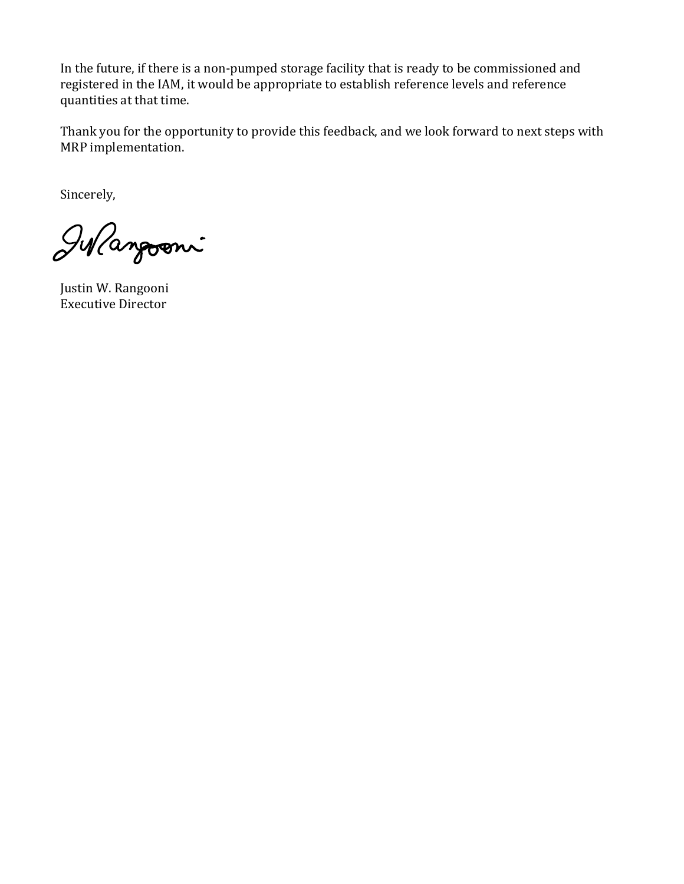In the future, if there is a non-pumped storage facility that is ready to be commissioned and registered in the IAM, it would be appropriate to establish reference levels and reference quantities at that time.

Thank you for the opportunity to provide this feedback, and we look forward to next steps with MRP implementation.

Sincerely,

Justin W. Rangooni
Executive Director